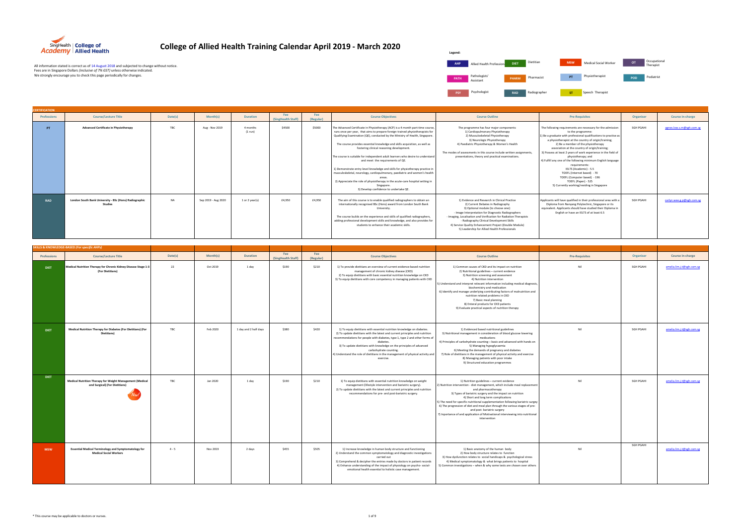# College of Allied Health Training Calendar April 2019 - March 2020

All information stated is correct as of 14 August 2018 and subjected to change without notice.
Fees are in Singapore Dollars *(inclusive of 7% GST)* unless otherwise indicated.
We strongly encourage you to check this page periodically for changes.

**Legend:**

| Code | Profession |
|---|---|
| AHP | Allied Health Profession |
| DIET | Dietitian |
| MSW | Medical Social Worker |
| OT | Occupational Therapist |
| PATH | Pathologists' Assistant |
| PHARM | Pharmacist |
| PT | Physiotherapist |
| POD | Podiatrist |
| PSY | Psychologist |
| RAD | Radiographer |
| ST | Speech Therapist |

## CERTIFICATION

| Professions | Course/Lecture Title | Date(s) | Month(s) | Duration | Fee (SingHealth Staff) | Fee (Regular) | Course Objectives | Course Outline | Pre-Requisites | Organiser | Course in-charge |
|---|---|---|---|---|---|---|---|---|---|---|---|
| PT | Advanced Certificate in Physiotherapy | TBC | Aug - Nov 2019 | 4 months (1 run) | $4500 | $5000 | The Advanced Certificate in Physiotherapy (ACP) is a 4 month part-time course, runs once per year, that aims to prepare foreign trained physiotherapists for Qualifying Examination (QE), conducted by the Ministry of Health, Singapore.<br><br>The course provides essential knowledge and skills acquisition, as well as fostering clinical reasoning development.<br><br>The course is suitable for independent adult learners who desire to understand and meet the requirements of QE.<br><br>1) Demonstrate entry-level knowledge and skills for physiotherapy practice in musculoskeletal, neurology, cardiopulmonary, paediatric and women's health areas.<br>2) Appreciate the role of physiotherapy in the acute-care hospital setting in Singapore.<br>3) Develop confidence to undertake QE. | The programme has four major components:<br>1) Cardiopulmonary Physiotherapy<br>2) Musculoskeletal Physiotherapy<br>3) Neurologic Physiotherapy<br>4) Paediatric Physiotherapy & Women's Health<br><br>The modes of assessments in this course include written assignments, presentations, theory and practical examinations. | The following requirements are necessary for the admission to the programme:<br>1) Be a graduate with professional qualifications to practise as a physiotherapist at the country of origin/training;<br>2) Be a member of the physiotherapy association at the country of origin/training;<br>3) Possess at least 2 years of work experience in the field of physiotherapy; and<br>4) Fulfill any one of the following minimum English language requirements:<br>IELTS (Academic) - 5.5<br>TOEFL (Internet based) - 70<br>TOEFL (Computer based) - 196<br>TOEFL (Paper) - 525<br>5) Currently working/residing in Singapore | SGH PGAHI | agnes.low.s.m@sgh.com.sg |
| RAD | London South Bank University - BSc (Hons) Radiographic Studies | NA | Sep 2019 - Aug 2020 | 1 or 2 year(s) | £4,950 | £4,950 | The aim of this course is to enable qualified radiographers to obtain an internationally recognised BSc (Hons) award from London South Bank University.<br><br>The course builds on the experience and skills of qualified radiographers, adding professional development skills and knowledge, and also provides for students to enhance their academic skills. | 1) Evidence and Research in Clinical Practice<br>2) Current Debates in Radiography<br>3) Optional module (to choose one):<br>- Image Interpretation for Diagnostic Radiographers<br>- Imaging, Localisation and Verification for Radiation Therapists<br>- Radiography Clinical Development Skills<br>4) Service Quality Enhancement Project (Double Module)<br>5) Leadership for Allied Health Professionals | Applicants will have qualified in their professional area with a Diploma from Nanyang Polytechnic, Singapore or its equivalent. Applicants should have studied their Diploma in English or have an IELTS of at least 6.5 | SGH PGAHI | carlyn.wee.g.p@sgh.com.sg |

## SKILLS & KNOWLEDGE-BASED *(For specific AHPs)*

| Professions | Course/Lecture Title | Date(s) | Month(s) | Duration | Fee (SingHealth Staff) | Fee (Regular) | Course Objectives | Course Outline | Pre-Requisites | Organiser | Course in-charge |
|---|---|---|---|---|---|---|---|---|---|---|---|
| DIET | Medical Nutrition Therapy for Chronic Kidney Disease Stage 1-3 (For Dietitians) | 22 | Oct 2019 | 1 day | $190 | $210 | 1) To provide dietitians with an overview of current evidence-based nutrition management of chronic kidney disease (CKD)<br>2) To equip dietitians with basic essential nutrition knowledge on CKD<br>3) To equip dietitians with core competency in managing patients with CKD | 1) Common causes of CKD and its impact on nutrition<br>2) Nutritional guidelines – current evidence<br>3) Nutrition screening and assessment<br>4) Nutrition intervention<br>5) Understand and interpret relevant information including medical diagnosis, biochemistry and medication<br>6) Identify and manage underlying contributing factors of malnutrition and nutrition related problems in CKD<br>7) Basic meal planning<br>8) Enteral products for CKD patients<br>9) Evaluate practical aspects of nutrition therapy | Nil | SGH PGAHI | amelia.lim.j.t@sgh.com.sg |
| DIET | Medical Nutrition Therapy for Diabetes (For Dietitians) (For Dietitians) | TBC | Feb 2020 | 1 day and 2 half days | $380 | $420 | 1) To equip dietitians with essential nutrition knowledge on diabetes.<br>2) To update dietitians with the latest and current principles and nutrition recommendations for people with diabetes, type 1, type 2 and other forms of diabetes.<br>3) To update dietitians with knowledge on the principles of advanced carbohydrate counting.<br>4) Understand the role of dietitians in the management of physical activity and exercise. | 1) Evidenced based nutritional guidelines<br>3) Nutritional management in consideration of blood glucose lowering medications<br>4) Principles of carbohydrate counting – basic and advanced with hands on<br>5) Managing hypoglycaemia<br>6) Meeting the demands of pregnancy and diabetes<br>7) Role of dietitians in the management of physical activity and exercise<br>8) Managing patients with poor intake<br>9) Structured education programmes | Nil | SGH PGAHI | amelia.lim.j.t@sgh.com.sg |
| DIET | Medical Nutrition Therapy for Weight Management (Medical and Surgical) (For Dietitians) *New!* | TBC | Jan 2020 | 1 day | $190 | $210 | 1) To equip dietitians with essential nutrition knowledge on weight management (lifestyle intervention and bariatric surgery).<br>2) To update dietitians with the latest and current principles and nutrition recommendations for pre- and post-bariatric surgery. | 1) Nutrition guidelines – current evidence<br>2) Nutrition intervention - diet management, which include meal replacement and pharmacotherapy<br>3) Types of bariatric surgery and the impact on nutrition<br>4) Short and long term complications<br>5) The need for specific nutritional supplementation following bariatric surgey<br>6) The progression of diet and meal plan through the various stages of pre- and post- bariatric surgery<br>7) Importance of and application of Motivational interviewing into nutritional intervention | Nil | SGH PGAHI | amelia.lim.j.t@sgh.com.sg |
| MSW | Essential Medical Terminology and Symptomatology for Medical Social Workers | 4 - 5 | Nov 2019 | 2 days | $455 | $505 | 1) Increase knowledge in human body structure and functioning<br>2) Understand the common symptomatology and diagnostic investigations carried out<br>3) Comprehend & decipher the entries made by doctors in patient records<br>4) Enhance understanding of the impact of physiology on psycho- social-emotional health essential to holistic case management. | 1) Basic anatomy of the human body<br>2) How body structure relates to function<br>3) How dysfunction relates to social handicaps & psychological stress<br>4) Medical symptomatology & what brings patients to hospital<br>5) Common investigations – when & why some tests are chosen over others | Nil | SGH PGAHI | amelia.lim.j.t@sgh.com.sg |

\* This course may be applicable to doctors or nurses.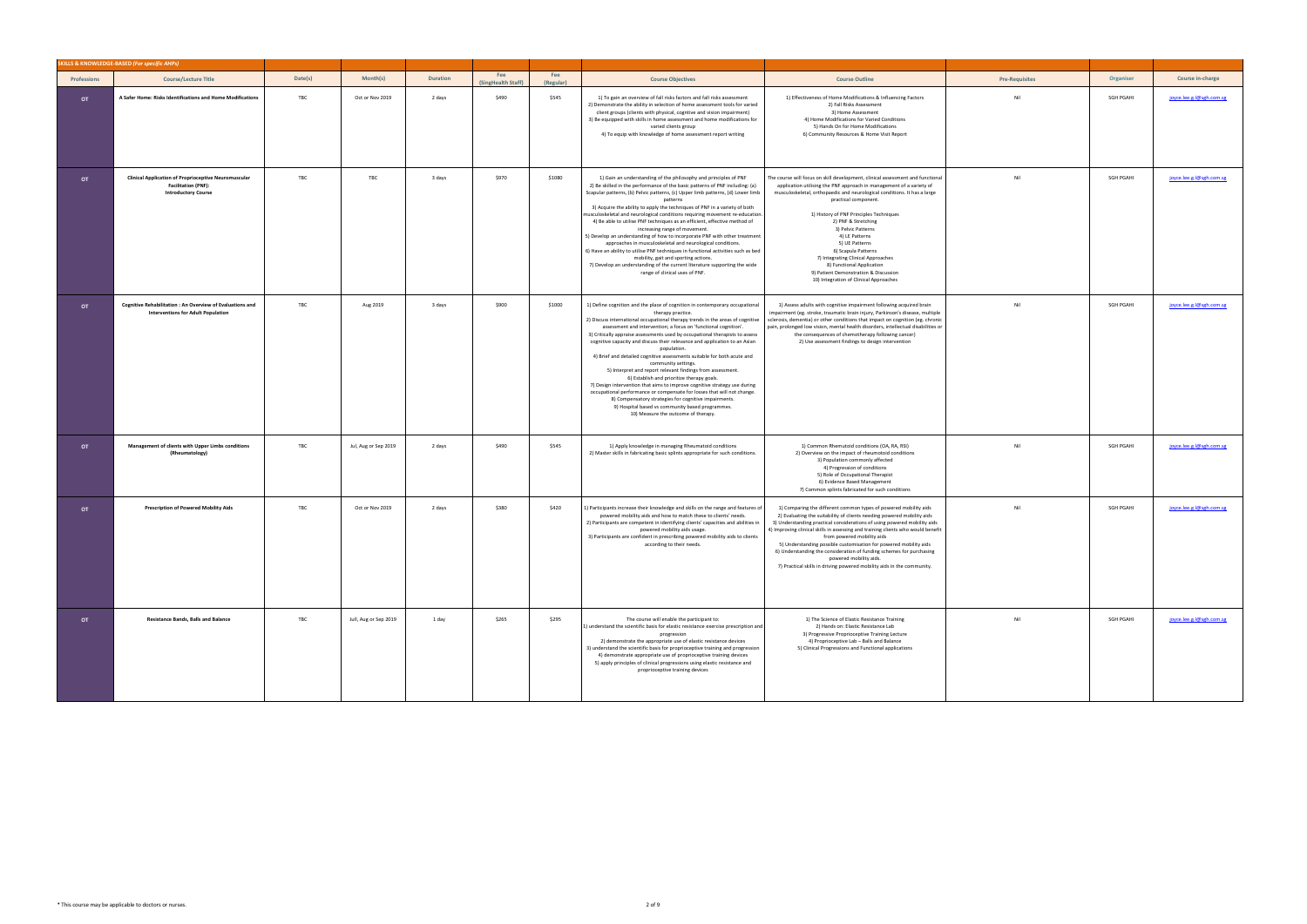| SKILLS & KNOWLEDGE-BASED *(For specific AHPs)* | | | | | | | | | | | |
|---|---|---|---|---|---|---|---|---|---|---|---|
| **Professions** | **Course/Lecture Title** | **Date(s)** | **Month(s)** | **Duration** | **Fee (SingHealth Staff)** | **Fee (Regular)** | **Course Objectives** | **Course Outline** | **Pre-Requisites** | **Organiser** | **Course in-charge** |
| OT | **A Safer Home: Risks Identifications and Home Modifications** | TBC | Oct or Nov 2019 | 2 days | $490 | $545 | 1) To gain an overview of fall risks factors and fall risks assessment<br>2) Demonstrate the ability in selection of home assessment tools for varied client groups (clients with physical, cognitive and vision impairment)<br>3) Be equipped with skills in home assessment and home modifications for varied clients group<br>4) To equip with knowledge of home assessment report writing | 1) Effectiveness of Home Modifications & Influencing Factors<br>2) Fall Risks Assessment<br>3) Home Assessment<br>4) Home Modifications for Varied Conditions<br>5) Hands On for Home Modifications<br>6) Community Resources & Home Visit Report | Nil | SGH PGAHI | joyce.lee.g.l@sgh.com.sg |
| OT | **Clinical Application of Proprioceptive Neuromuscular Facilitation (PNF): Introductory Course** | TBC | TBC | 3 days | $970 | $1080 | 1) Gain an understanding of the philosophy and principles of PNF<br>2) Be skilled in the performance of the basic patterns of PNF including: (a) Scapular patterns, (b) Pelvic patterns, (c) Upper limb patterns, (d) Lower limb patterns<br>3) Acquire the ability to apply the techniques of PNF in a variety of both musculoskeletal and neurological conditions requiring movement re-education.<br>4) Be able to utilise PNF techniques as an efficient, effective method of increasing range of movement.<br>5) Develop an understanding of how to incorporate PNF with other treatment approaches in musculoskeletal and neurological conditions.<br>6) Have an ability to utilise PNF techniques in functional activities such as bed mobility, gait and sporting actions.<br>7) Develop an understanding of the current literature supporting the wide range of clinical uses of PNF. | The course will focus on skill development, clinical assessment and functional application utilising the PNF approach in management of a variety of musculoskeletal, orthopaedic and neurological conditions. It has a large practical component.<br>1) History of PNF Principles Techniques<br>2) PNF & Stretching<br>3) Pelvic Patterns<br>4) LE Patterns<br>5) UE Patterns<br>6) Scapula Patterns<br>7) Integrating Clinical Approaches<br>8) Functional Application<br>9) Patient Demonstration & Discussion<br>10) Integration of Clinical Approaches | Nil | SGH PGAHI | joyce.lee.g.l@sgh.com.sg |
| OT | **Cognitive Rehabilitation : An Overview of Evaluations and Interventions for Adult Population** | TBC | Aug 2019 | 3 days | $900 | $1000 | 1) Define cognition and the place of cognition in contemporary occupational therapy practice.<br>2) Discuss international occupational therapy trends in the areas of cognitive assessment and intervention; a focus on 'functional cognition'.<br>3) Critically appraise assessments used by occupational therapists to assess cognitive capacity and discuss their relevance and application to an Asian population.<br>4) Brief and detailed cognitive assessments suitable for both acute and community settings.<br>5) Interpret and report relevant findings from assessment.<br>6) Establish and prioritize therapy goals.<br>7) Design intervention that aims to improve cognitive strategy use during occupational performance or compensate for losses that will not change.<br>8) Compensatory strategies for cognitive impairments.<br>9) Hospital based vs community based programmes.<br>10) Measure the outcome of therapy. | 1) Assess adults with cognitive impairment following acquired brain impairment (eg. stroke, traumatic brain injury, Parkinson's disease, multiple sclerosis, dementia) or other conditions that impact on cognition (eg. chronic pain, prolonged low vision, mental health disorders, intellectual disabilities or the consequences of chemotherapy following cancer)<br>2) Use assessment findings to design intervention | Nil | SGH PGAHI | joyce.lee.g.l@sgh.com.sg |
| OT | **Management of clients with Upper Limbs conditions (Rheumatology)** | TBC | Jul, Aug or Sep 2019 | 2 days | $490 | $545 | 1) Apply knowledge in managing Rheumatoid conditions<br>2) Master skills in fabricating basic splints appropriate for such conditions. | 1) Common Rheumatoid conditions (OA, RA, RSI)<br>2) Overview on the impact of rheumatoid conditions<br>3) Population commonly affected<br>4) Progression of conditions<br>5) Role of Occupational Therapist<br>6) Evidence Based Management<br>7) Common splints fabricated for such conditions | Nil | SGH PGAHI | joyce.lee.g.l@sgh.com.sg |
| OT | **Prescription of Powered Mobility Aids** | TBC | Oct or Nov 2019 | 2 days | $380 | $420 | 1) Participants increase their knowledge and skills on the range and features of powered mobility aids and how to match these to clients' needs.<br>2) Participants are competent in identifying clients' capacities and abilities in powered mobility aids usage.<br>3) Participants are confident in prescribing powered mobility aids to clients according to their needs. | 1) Comparing the different common types of powered mobility aids<br>2) Evaluating the suitability of clients needing powered mobility aids<br>3) Understanding practical considerations of using powered mobility aids<br>4) Improving clinical skills in assessing and training clients who would benefit from powered mobility aids<br>5) Understanding possible customisation for powered mobility aids<br>6) Understanding the consideration of funding schemes for purchasing powered mobility aids.<br>7) Practical skills in driving powered mobility aids in the community. | Nil | SGH PGAHI | joyce.lee.g.l@sgh.com.sg |
| OT | **Resistance Bands, Balls and Balance** | TBC | Jull, Aug or Sep 2019 | 1 day | $265 | $295 | The course will enable the participant to:<br>1) understand the scientific basis for elastic resistance exercise prescription and progression<br>2) demonstrate the appropriate use of elastic resistance devices<br>3) understand the scientific basis for proprioceptive training and progression<br>4) demonstrate appropriate use of proprioceptive training devices<br>5) apply principles of clinical progressions using elastic resistance and proprioceptive training devices | 1) The Science of Elastic Resistance Training<br>2) Hands on: Elastic Resistance Lab<br>3) Progressive Proprioceptive Training Lecture<br>4) Proprioceptive Lab – Balls and Balance<br>5) Clinical Progressions and Functional applications | Nil | SGH PGAHI | joyce.lee.g.l@sgh.com.sg |

* This course may be applicable to doctors or nurses.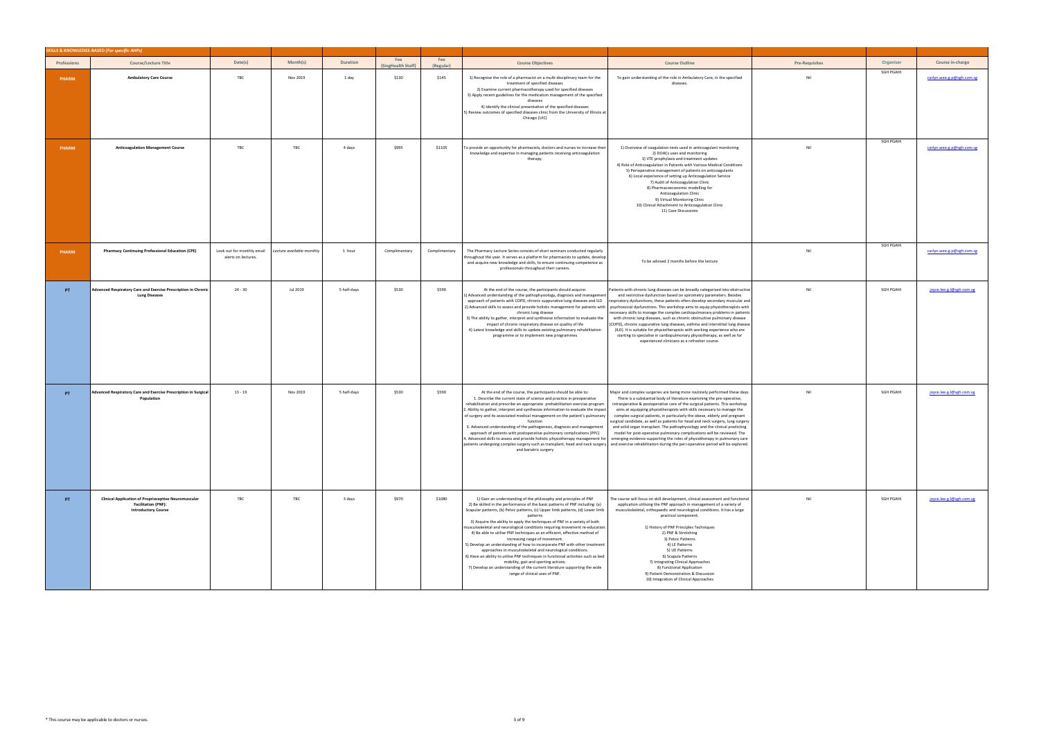| SKILLS & KNOWLEDGE-BASED *(For specific AHPs)* | | | | | | | | | | | |
|---|---|---|---|---|---|---|---|---|---|---|---|
| **Professions** | **Course/Lecture Title** | **Date(s)** | **Month(s)** | **Duration** | **Fee (SingHealth Staff)** | **Fee (Regular)** | **Course Objectives** | **Course Outline** | **Pre-Requisites** | **Organiser** | **Course in-charge** |
| PHARM | **Ambulatory Care Course** | TBC | Nov 2019 | 1 day | $130 | $145 | 1) Recognise the role of a pharmacist on a multi-disciplinary team for the treatment of specified diseases<br>2) Examine current pharmacotherapy used for specified diseases<br>3) Apply recent guidelines for the medication management of the specified diseases<br>4) Identify the clinical presentation of the specified diseases<br>5) Review outcomes of specified diseases clinic from the University of Illinois at Chicago (UIC) | To gain understanding of the role in Ambulatory Care, in the specified diseases. | Nil | SGH PGAHI | carlyn.wee.g.p@sgh.com.sg |
| PHARM | **Anticoagulation Management Course** | TBC | TBC | 4 days | $995 | $1105 | To provide an opportunity for pharmacists, doctors and nurses to increase their knowledge and expertise in managing patients receiving anticoagulation therapy. | 1) Overview of coagulation tests used in anticoagulant monitoring<br>2) DOACs uses and monitoring<br>3) VTE prophylaxis and treatment updates<br>4) Role of Anticoagulation in Patients with Various Medical Conditions<br>5) Perioperative management of patients on anticoagulants<br>6) Local experience of setting up Anticoagulation Service<br>7) Audit of Anticoagulation Clinic<br>8) Pharmacoeconomic modelling for Anticoagulation Clinic<br>9) Virtual Monitoring Clinic<br>10) Clinical Attachment to Anticoagulation Clinic<br>11) Case Discussions | Nil | SGH PGAHI | carlyn.wee.g.p@sgh.com.sg |
| PHARM | **Pharmacy Continuing Professional Education (CPE)** | Look out for monthly email alerts on lectures. | Lecture available monthly | 1 hour | Complimentary | Complimentary | The Pharmacy Lecture Series consists of short seminars conducted regularly throughout the year. It serves as a platform for pharmacists to update, develop and acquire new knowledge and skills, to ensure continuing competence as professionals throughout their careers. | To be advised 2 months before the lecture | Nil | SGH PGAHI | carlyn.wee.g.p@sgh.com.sg |
| PT | **Advanced Respiratory Care and Exercise Prescription in Chronic Lung Diseases** | 24 - 30 | Jul 2019 | 5 half-days | $530 | $590 | At the end of the course, the participants should acquire:<br>1) Advanced understanding of the pathophysiology, diagnosis and management approach of patients with COPD, chronic suppurative lung diseases and ILD<br>2) Advanced skills to assess and provide holistic management for patients with chronic lung disease<br>3) The ability to gather, interpret and synthesise information to evaluate the impact of chronic respiratory disease on quality of life<br>4) Latest knowledge and skills to update existing pulmonary rehabilitation programme or to implement new programmes | Patients with chronic lung diseases can be broadly categorised into obstructive and restrictive dysfunction based on spirometry parameters. Besides respiratory dysfunctions, these patients often develop secondary muscular and psychosocial dysfunctions. This workshop aims to equip physiotherapists with necessary skills to manage the complex cardiopulmonary problems in patients with chronic lung diseases, such as chronic obstructive pulmonary disease (COPD), chronic suppurative lung diseases, asthma and interstitial lung disease (ILD). It is suitable for physiotherapists with working experience who are starting to specialise in cardiopulmonary physiotherapy, as well as for experienced clinicians as a refresher course. | Nil | SGH PGAHI | joyce.lee.g.l@sgh.com.sg |
| PT | **Advanced Respiratory Care and Exercise Prescription in Surgical Population** | 13 - 19 | Nov 2019 | 5 half-days | $530 | $590 | At the end of the course, the participants should be able to:<br>1. Describe the current state of science and practice in preoperative rehabilitation and prescribe an appropriate prehabilitation exercise program<br>2. Ability to gather, interpret and synthesize information to evaluate the impact of surgery and its associated medical management on the patient's pulmonary function<br>3. Advanced understanding of the pathogenesis, diagnosis and management approach of patients with postoperative pulmonary complications (PPC)<br>4. Advanced skills to assess and provide holistic physiotherapy management for patients undergoing complex surgery such as transplant, head and neck surgery and bariatric surgery | Major and complex surgeries are being more routinely performed these days. There is a substantial body of literature examining the pre-operative, intraoperative & postoperative care of the surgical patients. This workshop aims at equipping physiotherapists with skills necessary to manage the complex surgical patients, in particularly the obese, elderly and pregnant surgical candidate, as well as patients for head and neck surgery, lung surgery and solid organ transplant. The pathophysiology and the clinical predicting model for post-operative pulmonary complications will be reviewed. The emerging evidence supporting the roles of physiotherapy in pulmonary care and exercise rehabilitation during the peri-operative period will be explored. | Nil | SGH PGAHI | joyce.lee.g.l@sgh.com.sg |
| PT | **Clinical Application of Proprioceptive Neuromuscular Facilitation (PNF): Introductory Course** | TBC | TBC | 3 days | $970 | $1080 | 1) Gain an understanding of the philosophy and principles of PNF<br>2) Be skilled in the performance of the basic patterns of PNF including: (a) Scapular patterns, (b) Pelvic patterns, (c) Upper limb patterns, (d) Lower limb patterns<br>3) Acquire the ability to apply the techniques of PNF in a variety of both musculoskeletal and neurological conditions requiring movement re-education.<br>4) Be able to utilise PNF techniques as an efficient, effective method of increasing range of movement.<br>5) Develop an understanding of how to incorporate PNF with other treatment approaches in musculoskeletal and neurological conditions.<br>6) Have an ability to utilise PNF techniques in functional activities such as bed mobility, gait and sporting actions.<br>7) Develop an understanding of the current literature supporting the wide range of clinical uses of PNF. | The course will focus on skill development, clinical assessment and functional application utilising the PNF approach in management of a variety of musculoskeletal, orthopaedic and neurological conditions. It has a large practical component.<br>1) History of PNF Principles Techniques<br>2) PNF & Stretching<br>3) Pelvic Patterns<br>4) LE Patterns<br>5) UE Patterns<br>6) Scapula Patterns<br>7) Integrating Clinical Approaches<br>8) Functional Application<br>9) Patient Demonstration & Discussion<br>10) Integration of Clinical Approaches | Nil | SGH PGAHI | joyce.lee.g.l@sgh.com.sg |

\* This course may be applicable to doctors or nurses.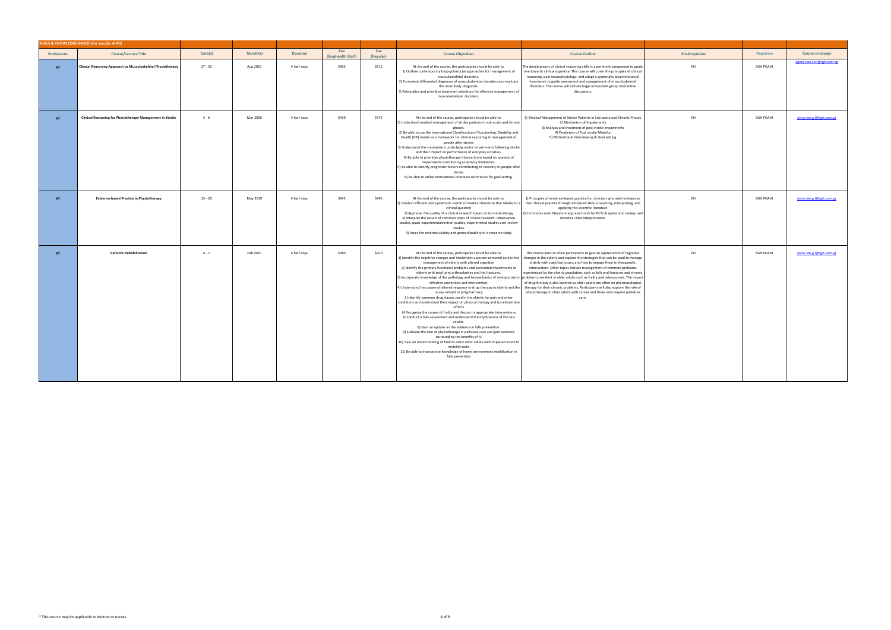| SKILLS & KNOWLEDGE-BASED *(For specific AHPs)* | | | | | | | | | | | |
|---|---|---|---|---|---|---|---|---|---|---|---|
| **Professions** | **Course/Lecture Title** | **Date(s)** | **Month(s)** | **Duration** | **Fee (SingHealth Staff)** | **Fee (Regular)** | **Course Objectives** | **Course Outline** | **Pre-Requisites** | **Organiser** | **Course in-charge** |
| PT | **Clinical Reasoning Approach to Musculoskeletal Physiotherapy** | 27 - 30 | Aug 2019 | 4 half-days | $465 | $515 | At the end of the course, the participants should be able to:<br>1) Outline contemporary biopsychosocial approaches for management of musculoskeletal disorders.<br>2) Formulate differential diagnoses of musculoskeletal disorders and evaluate the most likely diagnosis.<br>3) Rationalize and prioritize treatment selections for effective management of musculoskeletal disorders. | The development of clinical reasoning skills is a pertinent component to guide one towards clinical expertise. This course will cover the principles of clinical reasoning, pain neurophysiology, and adopt a systematic biopsychosocial framework to guide assessment and management of musculoskeletal disorders. The course will include large component group interactive discussions. | Nil | SGH PGAHI | agnes.low.s.m@sgh.com.sg |
| PT | **Clinical Reasoning for Physiotherapy Management in Stroke** | 3 - 6 | Mar 2020 | 4 half-days | $430 | $475 | At the end of the course, participants should be able to:<br>1) Understand medical management of stroke patients in sub-acute and chronic phases.<br>2) Be able to use the International Classification of Functioning, Disability and Health (ICF) model as a framework for clinical reasoning in management of people after stroke.<br>3) Understand the mechanisms underlying motor impairments following stroke and their impact on performance of everyday activities.<br>4) Be able to prioritise physiotherapy interventions based on analysis of impairments contributing to activity limitations.<br>5) Be able to identify prognostic factors contributing to recovery in people after stroke.<br>6) Be able to utilise motivational interview techniques for goal setting. | 1) Medical Management of Stroke Patients in Sub-acute and Chronic Phases<br>2) Mechanism of Impairments<br>3) Analysis and treatment of post-stroke impairments<br>4) Predictors of Post stroke Mobility<br>5) Motivational Interviewing & Goal setting | Nil | SGH PGAHI | joyce.lee.g.l@sgh.com.sg |
| PT | **Evidence-based Practice in Physiotherapy** | 23 - 28 | May 2019 | 4 half-days | $445 | $495 | At the end of the course, the participants should be able to:<br>1) Conduct efficient and systematic search of medical literature that relates to a clinical question<br>2) Appraise the quality of a clinical research based on its methodology<br>3) Interpret the results of common types of clinical research: Observation studies, quasi-experimentalsention studies, experimental studies and review studies<br>4) Asses the external validity and geneartilizability of a research study | 1) Principles of evidence-based practice for clinicians who wish to improve their clinical practice through enhanced skills in sourcing, interpreting, and applying the scientific literature<br>2) Commonly used literature appraisal tools for RCTs & systematic review, and statistical data interpretation. | Nil | SGH PGAHI | joyce.lee.g.l@sgh.com.sg |
| PT | **Geriatric Rehabilitation** | 4 - 7 | Feb 2020 | 4 half-days | $380 | $420 | At the end of the course, participants should be able to:<br>1) Identify the cognitive changes and implement a person-centered care in the management of elderly with altered cognition<br>2) Identify the primary functional problems and associated impairments in elderly with total joint arthroplasties and hip fractures.<br>3) Incorporate knowledge of the pathology and biomechanics of osteoporosis in effective prevention and intervention.<br>4) Understand the causes of altered response to drug therapy in elderly and the issues related to polypharmacy<br>5) Identify common drug classes used in the elderly for pain and other conditions and understand their impact on physical therapy and its related side effects<br>6) Recognize the causes of frailty and discuss its appropriate interventions<br>7) Conduct a falls assessment and understand the implications of the test results.<br>8) Gain an update on the evidence in falls prevention.<br>9) Evaluate the role of physiotherapy in palliative care and gain evidence surrounding the benefits of it.<br>10) Gain an understanding of how to assist older adults with impaired vision in mobility tasks<br>11) Be able to incorporate knowledge of home environment modification in falls prevention | This course aims to allow participants to gain an appreciation of cognitive changes in the elderly and explore the strategies that can be used to manage elderly with cognitive issues, and how to engage them in therapeutic intervention. Other topics include management of common problems experienced by the elderly population; such as falls and fractures and chronic problems prevalent in older adults such as frailty and osteoporosis. The impact of drug therapy is also covered as older adults are often on pharmacological therapy for their chronic problems. Participants will also explore the role of physiotherapy in older adults with cancer and those who require palliative care. | Nil | SGH PGAHI | joyce.lee.g.l@sgh.com.sg |

* This course may be applicable to doctors or nurses.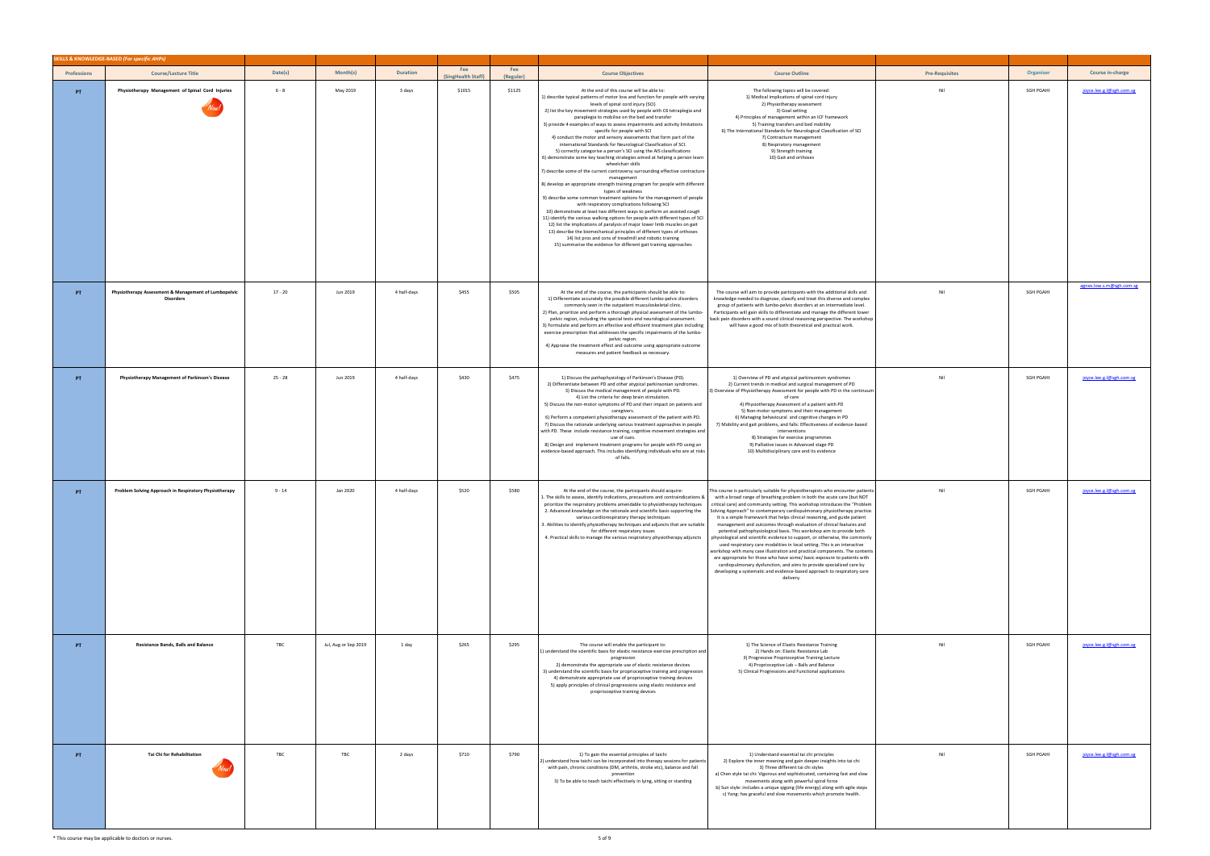| SKILLS & KNOWLEDGE-BASED *(For specific AHPs)* | | | | | | | | | | | |
|---|---|---|---|---|---|---|---|---|---|---|---|
| Professions | Course/Lecture Title | Date(s) | Month(s) | Duration | Fee (SingHealth Staff) | Fee (Regular) | Course Objectives | Course Outline | Pre-Requisites | Organiser | Course in-charge |
| PT | Physiotherapy Management of Spinal Cord Injuries *New!* | 6 - 8 | May 2019 | 3 days | $1015 | $1125 | At the end of this course will be able to:<br>1) describe typical patterns of motor loss and function for people with varying levels of spinal cord injury (SCI)<br>2) list the key movement strategies used by people with C6 tetraplegia and paraplegia to mobilise on the bed and transfer<br>3) provide 4 examples of ways to assess impairments and activity limitations specific for people with SCI<br>4) conduct the motor and sensory assessments that form part of the international Standards for Neurological Classification of SCI.<br>5) correctly categorise a person's SCI using the AIS classifications<br>6) demonstrate some key teaching strategies aimed at helping a person learn wheelchair skills<br>7) describe some of the current controversy surrounding effective contracture management<br>8) develop an appropriate strength training program for people with different types of weakness<br>9) describe some common treatment options for the management of people with respiratory complications following SCI<br>10) demonstrate at least two different ways to perform an assisted cough<br>11) identify the various walking options for people with different types of SCI<br>12) list the implications of paralysis of major lower limb muscles on gait<br>13) describe the biomechanical principles of different types of orthoses<br>14) list pros and cons of treadmill and robotic training<br>15) summarise the evidence for different gait training approaches | The following topics will be covered:<br>1) Medical implications of spinal cord injury<br>2) Physiotherapy assessment<br>3) Goal setting<br>4) Principles of management within an ICF framework<br>5) Training transfers and bed mobility<br>6) The International Standards for Neurological Classification of SCI<br>7) Contracture management<br>8) Respiratory management<br>9) Strength training<br>10) Gait and orthoses | Nil | SGH PGAHI | joyce.lee.g.l@sgh.com.sg |
| PT | Physiotherapy Assessment & Management of Lumbopelvic Disorders | 17 - 20 | Jun 2019 | 4 half-days | $455 | $505 | At the end of the course, the participants should be able to:<br>1) Differentiate accurately the possible different lumbo-pelvic disorders commonly seen in the outpatient musculoskeletal clinic.<br>2) Plan, prioritize and perform a thorough physical assessment of the lumbo-pelvic region, including the special tests and neurological assessment.<br>3) Formulate and perform an effective and efficient treatment plan including exercise prescription that addresses the specific impairments of the lumbo-pelvic region.<br>4) Appraise the treatment effect and outcome using appropriate outcome measures and patient feedback as necessary. | The course will aim to provide participants with the additional skills and knowledge needed to diagnose, classify and treat this diverse and complex group of patients with lumbo-pelvic disorders at an intermediate level. Participants will gain skills to differentiate and manage the different lower back pain disorders with a sound clinical reasoning perspective. The workshop will have a good mix of both theoretical and practical work. | Nil | SGH PGAHI | agnes.low.s.m@sgh.com.sg |
| PT | Physiotherapy Management of Parkinson's Disease | 25 - 28 | Jun 2019 | 4 half-days | $430 | $475 | 1) Discuss the pathophysiology of Parkinson's Disease (PD).<br>2) Differentiate between PD and other atypical parkinsonian syndromes.<br>3) Discuss the medical management of people with PD.<br>4) List the criteria for deep brain stimulation.<br>5) Discuss the non-motor symptoms of PD and their impact on patients and caregivers.<br>6) Perform a competent physiotherapy assessment of the patient with PD.<br>7) Discuss the rationale underlying various treatment approaches in people with PD. These include resistance training, cognitive movement strategies and use of cues.<br>8) Design and implement treatment programs for people with PD using an evidence-based approach. This includes identifying individuals who are at risks of falls. | 1) Overview of PD and atypical parkinsonism syndromes<br>2) Current trends in medical and surgical management of PD<br>3) Overview of Physiotherapy Assessment for people with PD in the continuum of care<br>4) Physiotherapy Assessment of a patient with PD<br>5) Non-motor symptoms and their management<br>6) Managing behavioural and cognitive changes in PD<br>7) Mobility and gait problems, and falls: Effectiveness of evidence-based interventions<br>8) Strategies for exercise programmes<br>9) Palliative issues in Advanced stage PD<br>10) Multidisciplinary care and its evidence | Nil | SGH PGAHI | joyce.lee.g.l@sgh.com.sg |
| PT | Problem Solving Approach in Respiratory Physiotherapy | 9 - 14 | Jan 2020 | 4 half-days | $520 | $580 | At the end of the course, the participants should acquire:<br>1. The skills to assess, identify indications, precautions and contraindications & prioritize the respiratory problems amendable to physiotherapy techniques<br>2. Advanced knowledge on the rationale and scientific basis supporting the various cardiorespiratory therapy techniques<br>3. Abilities to identify physiotherapy techniques and adjuncts that are suitable for different respiratory issues<br>4. Practical skills to manage the various respiratory physiotherapy adjuncts | This course is particularly suitable for physiotherapists who encounter patients with a broad range of breathing problem in both the acute care (but NOT critical care) and community setting. This workshop introduces the "Problem Solving Approach" to contemporary cardiopulmonary physiotherapy practice. It is a simple framework that helps clinical reasoning, and guide patient management and outcomes through evaluation of clinical features and potential pathophysiological basis. This workshop aim to provide both physiological and scientific evidence to support, or otherwise, the commonly used respiratory care modalities in local setting. This is an interactive workshop with many case illustration and practical components. The contents are appropriate for those who have some/ basic exposure to patients with cardiopulmonary dysfunction, and aims to provide specialized care by developing a systematic and evidence-based approach to respiratory care delivery. | Nil | SGH PGAHI | joyce.lee.g.l@sgh.com.sg |
| PT | Resistance Bands, Balls and Balance | TBC | Jul, Aug or Sep 2019 | 1 day | $265 | $295 | The course will enable the participant to:<br>1) understand the scientific basis for elastic resistance exercise prescription and progression<br>2) demonstrate the appropriate use of elastic resistance devices<br>3) understand the scientific basis for proprioceptive training and progression<br>4) demonstrate appropriate use of proprioceptive training devices<br>5) apply principles of clinical progressions using elastic resistance and proprioceptive training devices | 1) The Science of Elastic Resistance Training<br>2) Hands on: Elastic Resistance Lab<br>3) Progressive Proprioceptive Training Lecture<br>4) Proprioceptive Lab – Balls and Balance<br>5) Clinical Progressions and Functional applications | Nil | SGH PGAHI | joyce.lee.g.l@sgh.com.sg |
| PT | Tai Chi for Rehabilitation *New!* | TBC | TBC | 2 days | $710 | $790 | 1) To gain the essential principles of taichi<br>2) understand how taichi can be incorporated into therapy sessions for patients with pain, chronic conditions (DM, arthritis, stroke etc), balance and fall prevention<br>3) To be able to teach taichi effectively in lying, sitting or standing | 1) Understand essential tai chi principles<br>2) Explore the inner meaning and gain deeper insights into tai chi<br>3) Three different tai chi styles<br>a) Chen style tai chi: Vigorous and sophisticated, containing fast and slow movements along with powerful spiral force<br>b) Sun style: includes a unique qigong (life energy) along with agile steps<br>c) Yang: has graceful and slow movements which promote health. | Nil | SGH PGAHI | joyce.lee.g.l@sgh.com.sg |

* This course may be applicable to doctors or nurses.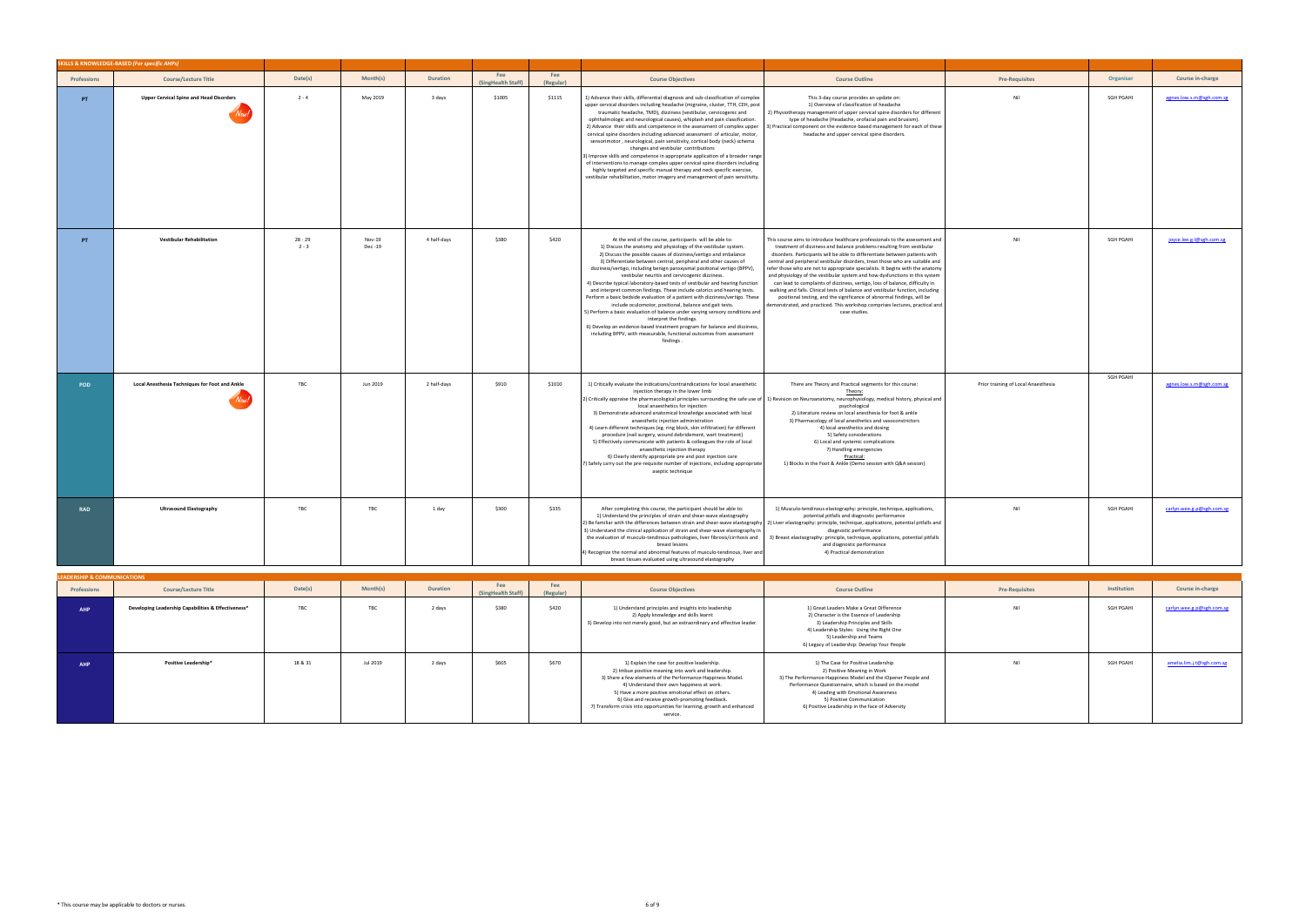## SKILLS & KNOWLEDGE-BASED (For specific AHPs)

| Professions | Course/Lecture Title | Date(s) | Month(s) | Duration | Fee (SingHealth Staff) | Fee (Regular) | Course Objectives | Course Outline | Pre-Requisites | Organiser | Course in-charge |
|---|---|---|---|---|---|---|---|---|---|---|---|
| PT | Upper Cervical Spine and Head Disorders (New!) | 2 - 4 | May 2019 | 3 days | $1005 | $1115 | 1) Advance their skills, differential diagnosis and sub-classification of complex upper cervical disorders including headache (migraine, cluster, TTH, CEH, post traumatic headache, TMD), dizziness (vestibular, cervicogenic and ophthalmologic and neurological causes), whiplash and pain classification. 2) Advance their skills and competence in the assessment of complex upper cervical spine disorders including advanced assessment of articular, motor, sensorimotor, neurological, pain sensitivity, cortical body (neck) schema changes and vestibular contributions 3) Improve skills and competence in appropriate application of a broader range of interventions to manage complex upper cervical spine disorders including highly targeted and specific manual therapy and neck specific exercise, vestibular rehabilitation, motor imagery and management of pain sensitivity. | This 3-day course provides an update on: 1) Overview of classification of headache 2) Physiotherapy management of upper cervical spine disorders for different type of headache (Headache, orofacial pain and bruxism). 3) Practical component on the evidence-based management for each of these headache and upper cervical spine disorders. | Nil | SGH PGAHI | agnes.low.s.m@sgh.com.sg |
| PT | Vestibular Rehabilitation | 28 - 29<br>2 - 3 | Nov-19<br>Dec -19 | 4 half-days | $380 | $420 | At the end of the course, participants will be able to: 1) Discuss the anatomy and physiology of the vestibular system. 2) Discuss the possible causes of dizziness/vertigo and imbalance 3) Differentiate between central, peripheral and other causes of dizziness/vertigo, including benign paroxysmal positional vertigo (BPPV), vestibular neuritis and cervicogenic dizziness. 4) Describe typical laboratory-based tests of vestibular and hearing function and interpret common findings. These include calorics and hearing tests. Perform a basic bedside evaluation of a patient with dizziness/vertigo. These include oculomotor, positional, balance and gait tests. 5) Perform a basic evaluation of balance under varying sensory conditions and interpret the findings. 6) Develop an evidence-based treatment program for balance and dizziness, including BPPV, with measurable, functional outcomes from assessment findings . | This course aims to introduce healthcare professionals to the assessment and treatment of dizziness and balance problems resulting from vestibular disorders. Participants will be able to differentiate between patients with central and peripheral vestibular disorders, treat those who are suitable and refer those who are not to appropriate specialists. It begins with the anatomy and physiology of the vestibular system and how dysfunctions in this system can lead to complaints of dizziness, vertigo, loss of balance, difficulty in walking and falls. Clinical tests of balance and vestibular function, including positional testing, and the significance of abnormal findings, will be demonstrated, and practiced. This workshop comprises lectures, practical and case studies. | Nil | SGH PGAHI | joyce.lee.g.l@sgh.com.sg |
| POD | Local Anesthesia Techniques for Foot and Ankle (New!) | TBC | Jun 2019 | 2 half-days | $910 | $1010 | 1) Critically evaluate the indications/contraindications for local anaesthetic injection therapy in the lower limb 2) Critically appraise the pharmacological principles surrounding the safe use of local anaesthetics for injection 3) Demonstrate advanced anatomical knowledge associated with local anaesthetic injection administration 4) Learn different techniques (eg. ring block, skin infiltration) for different procedure (nail surgery, wound debridement, wart treatment) 5) Effectively communicate with patients & colleagues the role of local anaesthetic injection therapy 6) Clearly identify appropriate pre and post injection care 7) Safely carry out the pre-requisite number of injections, including appropriate aseptic technique | There are Theory and Practical segments for this course: Theory: 1) Revision on Neuroanatomy, neurophysiology, medical history, physical and psychological 2) Literature review on local anesthesia for foot & ankle 3) Pharmacology of local anesthetics and vasoconstrictors 4) local anesthetics and dosing 5) Safety considerations 6) Local and systemic complications 7) Handling emergencies Practical: 1) Blocks in the Foot & Ankle (Demo session with Q&A session) | Prior training of Local Anaesthesia | SGH PGAHI | agnes.low.s.m@sgh.com.sg |
| RAD | Ultrasound Elastography | TBC | TBC | 1 day | $300 | $335 | After completing this course, the participant should be able to: 1) Understand the principles of strain and shear-wave elastography 2) Be familiar with the differences between strain and shear-wave elastography 3) Understand the clinical application of strain and shear-wave elastography in the evaluation of musculo-tendinous pathologies, liver fibrosis/cirrhosis and breast lesions 4) Recognize the normal and abnormal features of musculo-tendinous, liver and breast tissues evaluated using ultrasound elastography | 1) Musculo-tendinous elastography: principle, technique, applications, potential pitfalls and diagnostic performance 2) Liver elastography: principle, technique, applications, potential pitfalls and diagnostic performance 3) Breast elastography: principle, technique, applications, potential pitfalls and diagnostic performance 4) Practical demonstration | Nil | SGH PGAHI | carlyn.wee.g.p@sgh.com.sg |

## LEADERSHIP & COMMUNICATIONS

| Professions | Course/Lecture Title | Date(s) | Month(s) | Duration | Fee (SingHealth Staff) | Fee (Regular) | Course Objectives | Course Outline | Pre-Requisites | Institution | Course in-charge |
|---|---|---|---|---|---|---|---|---|---|---|---|
| AHP | Developing Leadership Capabilities & Effectiveness* | TBC | TBC | 2 days | $380 | $420 | 1) Understand principles and insights into leadership 2) Apply knowledge and skills learnt 3) Develop into not merely good, but an extraordinary and effective leader. | 1) Great Leaders Make a Great Difference 2) Character is the Essence of Leadership 3) Leadership Principles and Skills 4) Leadership Styles: Using the Right One 5) Leadership and Teams 6) Legacy of Leadership: Develop Your People | Nil | SGH PGAHI | carlyn.wee.g.p@sgh.com.sg |
| AHP | Positive Leadership* | 18 & 31 | Jul 2019 | 2 days | $605 | $670 | 1) Explain the case for positive leadership. 2) Imbue positive meaning into work and leadership. 3) Share a few elements of the Performance-Happiness Model. 4) Understand their own happiness at work. 5) Have a more positive emotional effect on others. 6) Give and receive growth-promoting feedback. 7) Transform crisis into opportunities for learning, growth and enhanced service. | 1) The Case for Positive Leadership 2) Positive Meaning in Work 3) The Performance-Happiness Model and the iOpener People and Performance Questionnaire, which is based on the model 4) Leading with Emotional Awareness 5) Positive Communication 6) Positive Leadership in the face of Adversity | Nil | SGH PGAHI | amelia.lim.j.t@sgh.com.sg |

\* This course may be applicable to doctors or nurses.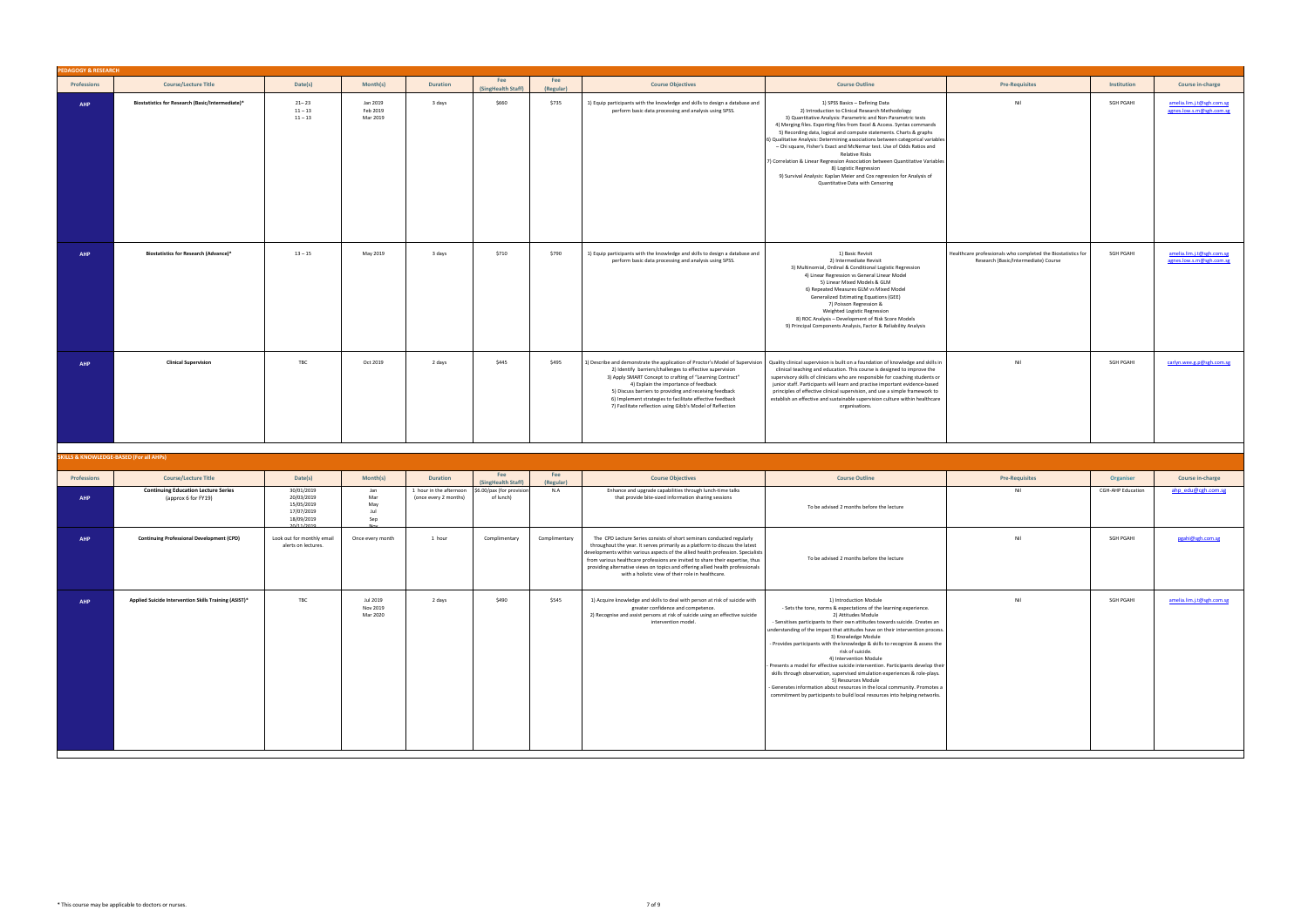## PEDAGOGY & RESEARCH

| Professions | Course/Lecture Title | Date(s) | Month(s) | Duration | Fee (SingHealth Staff) | Fee (Regular) | Course Objectives | Course Outline | Pre-Requisites | Institution | Course in-charge |
|---|---|---|---|---|---|---|---|---|---|---|---|
| AHP | Biostatistics for Research (Basic/Intermediate)* | 21 – 23<br>11 – 13<br>11 – 13 | Jan 2019<br>Feb 2019<br>Mar 2019 | 3 days | $660 | $735 | 1) Equip participants with the knowledge and skills to design a database and perform basic data processing and analysis using SPSS. | 1) SPSS Basics – Defining Data<br>2) Introduction to Clinical Research Methodology<br>3) Quantitative Analysis: Parametric and Non-Parametric tests<br>4) Merging files. Exporting files from Excel & Access. Syntax commands<br>5) Recording data, logical and compute statements. Charts & graphs<br>6) Qualitative Analysis: Determining associations between categorical variables – Chi square, Fisher's Exact and McNemar test. Use of Odds Ratios and Relative Risks<br>7) Correlation & Linear Regression Association between Quantitative Variables<br>8) Logistic Regression<br>9) Survival Analysis: Kaplan Meier and Cox regression for Analysis of Quantitative Data with Censoring | Nil | SGH PGAHI | amelia.lim.j.t@sgh.com.sg<br>agnes.low.s.m@sgh.com.sg |
| AHP | Biostatistics for Research (Advance)* | 13 – 15 | May 2019 | 3 days | $710 | $790 | 1) Equip participants with the knowledge and skills to design a database and perform basic data processing and analysis using SPSS. | 1) Basic Revisit<br>2) Intermediate Revisit<br>3) Multinomial, Ordinal & Conditional Logistic Regression<br>4) Linear Regression vs General Linear Model<br>5) Linear Mixed Models & GLM<br>6) Repeated Measures GLM vs Mixed Model<br>Generalized Estimating Equations (GEE)<br>7) Poisson Regression &<br>Weighted Logistic Regression<br>8) ROC Analysis – Development of Risk Score Models<br>9) Principal Components Analysis, Factor & Reliability Analysis | Healthcare professionals who completed the Biostatistics for Research (Basic/Intermediate) Course | SGH PGAHI | amelia.lim.j.t@sgh.com.sg<br>agnes.low.s.m@sgh.com.sg |
| AHP | Clinical Supervision | TBC | Oct 2019 | 2 days | $445 | $495 | 1) Describe and demonstrate the application of Proctor's Model of Supervision<br>2) Identify barriers/challenges to effective supervision<br>3) Apply SMART Concept to crafting of "Learning Contract"<br>4) Explain the importance of feedback<br>5) Discuss barriers to providing and receiving feedback<br>6) Implement strategies to facilitate effective feedback<br>7) Facilitate reflection using Gibb's Model of Reflection | Quality clinical supervision is built on a foundation of knowledge and skills in clinical teaching and education. This course is designed to improve the supervisory skills of clinicians who are responsible for coaching students or junior staff. Participants will learn and practise important evidence-based principles of effective clinical supervision, and use a simple framework to establish an effective and sustainable supervision culture within healthcare organisations. | Nil | SGH PGAHI | carlyn.wee.g.p@sgh.com.sg |

## SKILLS & KNOWLEDGE-BASED (For all AHPs)

| Professions | Course/Lecture Title | Date(s) | Month(s) | Duration | Fee (SingHealth Staff) | Fee (Regular) | Course Objectives | Course Outline | Pre-Requisites | Organiser | Course in-charge |
|---|---|---|---|---|---|---|---|---|---|---|---|
| AHP | Continuing Education Lecture Series (approx 6 for FY19) | 30/01/2019<br>20/03/2019<br>15/05/2019<br>17/07/2019<br>18/09/2019<br>20/11/2019 | Jan<br>Mar<br>May<br>Jul<br>Sep<br>Nov | 1 hour in the afternoon (once every 2 months) | $6.00/pax (for provision of lunch) | N.A | Enhance and upgrade capabilities through lunch-time talks that provide bite-sized information sharing sessions | To be advised 2 months before the lecture | Nil | CGH-AHP Education | ahp_edu@cgh.com.sg |
| AHP | Continuing Professional Development (CPD) | Look out for monthly email alerts on lectures. | Once every month | 1 hour | Complimentary | Complimentary | The CPD Lecture Series consists of short seminars conducted regularly throughout the year. It serves primarily as a platform to discuss the latest developments within various aspects of the allied health profession. Specialists from various healthcare professions are invited to share their expertise, thus providing alternative views on topics and offering allied health professionals with a holistic view of their role in healthcare. | To be advised 2 months before the lecture | Nil | SGH PGAHI | pgahi@sgh.com.sg |
| AHP | Applied Suicide Intervention Skills Training (ASIST)* | TBC | Jul 2019<br>Nov 2019<br>Mar 2020 | 2 days | $490 | $545 | 1) Acquire knowledge and skills to deal with person at risk of suicide with greater confidence and competence.<br>2) Recognise and assist persons at risk of suicide using an effective suicide intervention model. | 1) Introduction Module<br>- Sets the tone, norms & expectations of the learning experience.<br>2) Attitudes Module<br>- Sensitises participants to their own attitudes towards suicide. Creates an understanding of the impact that attitudes have on their intervention process.<br>3) Knowledge Module<br>- Provides participants with the knowledge & skills to recognize & assess the risk of suicide.<br>4) Intervention Module<br>- Presents a model for effective suicide intervention. Participants develop their skills through observation, supervised simulation experiences & role-plays.<br>5) Resources Module<br>- Generates information about resources in the local community. Promotes a commitment by participants to build local resources into helping networks. | Nil | SGH PGAHI | amelia.lim.j.t@sgh.com.sg |

\* This course may be applicable to doctors or nurses.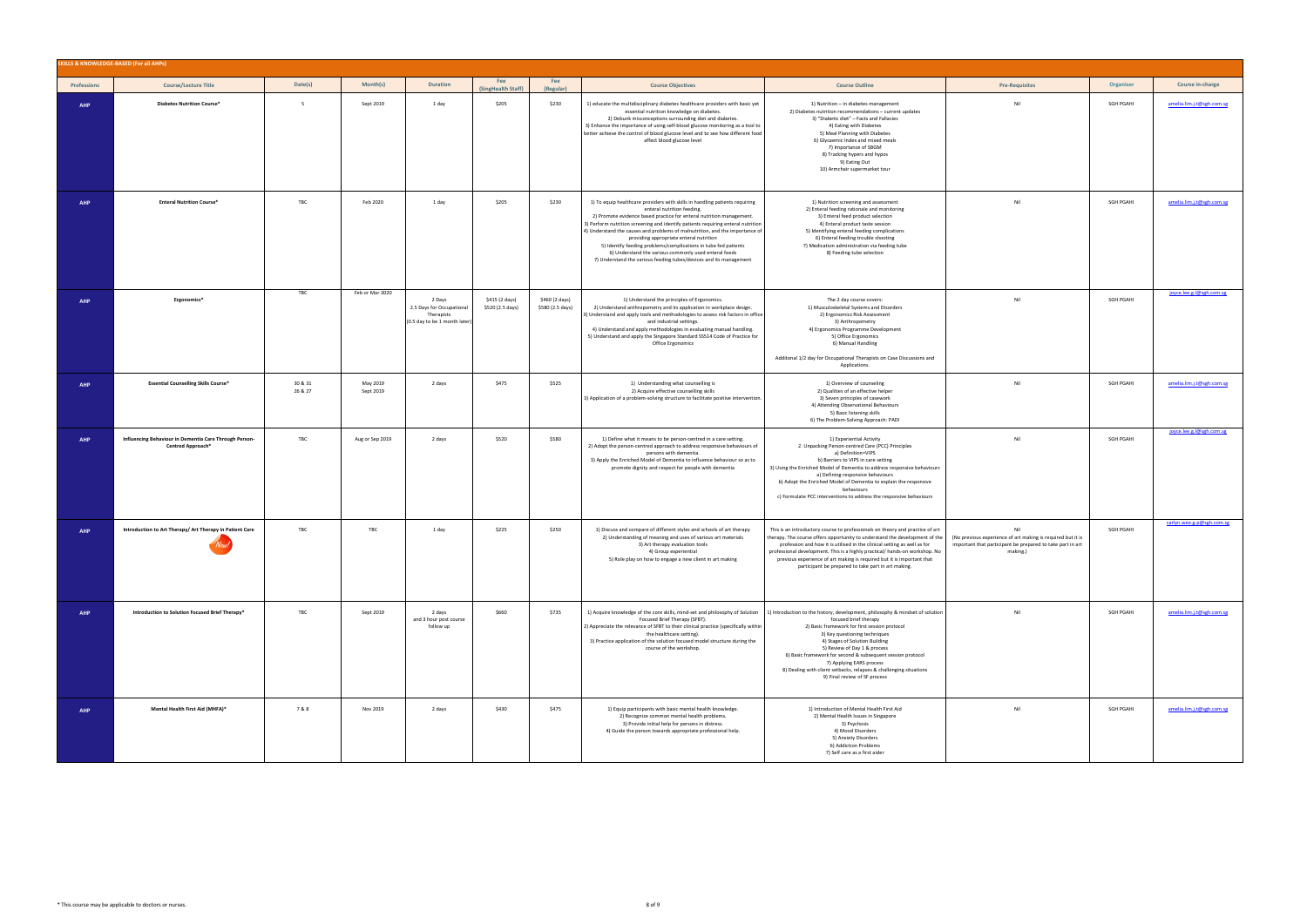**SKILLS & KNOWLEDGE-BASED (For all AHPs)**

| Professions | Course/Lecture Title | Date(s) | Month(s) | Duration | Fee (SingHealth Staff) | Fee (Regular) | Course Objectives | Course Outline | Pre-Requisites | Organiser | Course in-charge |
|---|---|---|---|---|---|---|---|---|---|---|---|
| AHP | **Diabetes Nutrition Course*** | 5 | Sept 2019 | 1 day | $205 | $230 | 1) educate the multidisciplinary diabetes healthcare providers with basic yet essential nutrition knowledge on diabetes.<br>2) Debunk misconceptions surrounding diet and diabetes.<br>3) Enhance the importance of using self-blood glucose monitoring as a tool to better achieve the control of blood glucose level and to see how different food affect blood glucose level | 1) Nutrition – in diabetes management<br>2) Diabetes nutrition recommendations – current updates<br>3) "Diabetic diet" – Facts and Fallacies<br>4) Eating with Diabetes<br>5) Meal Planning with Diabetes<br>6) Glycaemic Index and mixed meals<br>7) Importance of SBGM<br>8) Tracking hypers and hypos<br>9) Eating Out<br>10) Armchair supermarket tour | Nil | SGH PGAHI | amelia.lim.j.t@sgh.com.sg |
| AHP | **Enteral Nutrition Course*** | TBC | Feb 2020 | 1 day | $205 | $230 | 1) To equip healthcare providers with skills in handling patients requiring enteral nutrition feeding.<br>2) Promote evidence based practice for enteral nutrition management.<br>3) Perform nutrition screening and identify patients requiring enteral nutrition<br>4) Understand the causes and problems of malnutrition, and the importance of providing appropriate enteral nutrition<br>5) Identify feeding problems/complications in tube fed patients<br>6) Understand the various commonly used enteral feeds<br>7) Understand the various feeding tubes/devices and its management | 1) Nutrition screening and assessment<br>2) Enteral feeding rationale and monitoring<br>3) Enteral feed product selection<br>4) Enteral product taste session<br>5) Identifying enteral feeding complications<br>6) Enteral feeding trouble shooting<br>7) Medication administration via feeding tube<br>8) Feeding tube selection | Nil | SGH PGAHI | amelia.lim.j.t@sgh.com.sg |
| AHP | **Ergonomics*** | TBC | Feb or Mar 2020 | 2 Days<br>2.5 Days for Occupational Therapists<br>(0.5 day to be 1 month later) | $415 (2 days)<br>$520 (2.5 days) | $460 (2 days)<br>$580 (2.5 days) | 1) Understand the principles of Ergonomics.<br>2) Understand anthropometry and its application in workplace design.<br>3) Understand and apply tools and methodologies to assess risk factors in office and industrial settings.<br>4) Understand and apply methodologies in evaluating manual handling.<br>5) Understand and apply the Singapore Standard SS514 Code of Practice for Office Ergonomics | The 2 day course covers:<br>1) Musculoskeletal Systems and Disorders<br>2) Ergonomics Risk Assessment<br>3) Anthropometry<br>4) Ergonomics Programme Development<br>5) Office Ergonomics<br>6) Manual Handling<br><br>Additonal 1/2 day for Occupational Therapists on Case Discussions and Applications. | Nil | SGH PGAHI | joyce.lee.g.l@sgh.com.sg |
| AHP | **Essential Counselling Skills Course*** | 30 & 31<br>26 & 27 | May 2019<br>Sept 2019 | 2 days | $475 | $525 | 1) Understanding what counselling is<br>2) Acquire effective counselling skills<br>3) Application of a problem-solving structure to facilitate positive intervention. | 1) Overview of counseling<br>2) Qualities of an effective helper<br>3) Seven principles of casework<br>4) Attending Observational Behaviours<br>5) Basic listening skills<br>6) The Problem-Solving Approach: PADI | Nil | SGH PGAHI | amelia.lim.j.t@sgh.com.sg |
| AHP | **Influencing Behaviour in Dementia Care Through Person-Centred Approach*** | TBC | Aug or Sep 2019 | 2 days | $520 | $580 | 1) Define what it means to be person-centred in a care setting.<br>2) Adopt the person-centred approach to address responsive behaviours of persons with dementia.<br>3) Apply the Enriched Model of Dementia to influence behaviour so as to promote dignity and respect for people with dementia | 1) Experiential Activity<br>2. Unpacking Person-centred Care (PCC) Principles<br>a) Definition=VIPS<br>b) Barriers to VIPS in care setting<br>3) Using the Enriched Model of Dementia to address responsive behaviours<br>a) Defining responsive behaviours<br>b) Adopt the Enriched Model of Dementia to explain the responsive behaviours<br>c) Formulate PCC interventions to address the responsive behaviours | Nil | SGH PGAHI | joyce.lee.g.l@sgh.com.sg |
| AHP | **Introduction to Art Therapy/ Art Therapy in Patient Care** New! | TBC | TBC | 1 day | $225 | $250 | 1) Discuss and compare of different styles and schools of art therapy<br>2) Understanding of meaning and uses of various art materials<br>3) Art therapy evaluation tools<br>4) Group experiential<br>5) Role play on how to engage a new client in art making | This is an introductory course to professionals on theory and practice of art therapy. The course offers opportunity to understand the development of the profession and how it is utilised in the clinical setting as well as for professional development. This is a highly practical/ hands-on workshop. No previous experience of art making is required but it is important that participant be prepared to take part in art making. | Nil<br>(No previous experience of art making is required but it is important that participant be prepared to take part in art making.) | SGH PGAHI | carlyn.wee.g.p@sgh.com.sg |
| AHP | **Introduction to Solution Focused Brief Therapy*** | TBC | Sept 2019 | 2 days<br>and 3 hour post course follow up | $660 | $735 | 1) Acquire knowledge of the core skills, mind-set and philosophy of Solution Focused Brief Therapy (SFBT).<br>2) Appreciate the relevance of SFBT to their clinical practice (specifically within the healthcare setting).<br>3) Practice application of the solution focused model structure during the course of the workshop. | 1) Introduction to the history, development, philosophy & mindset of solution focused brief therapy<br>2) Basic framework for first session protocol<br>3) Key questioning techniques<br>4) Stages of Solution Building<br>5) Review of Day 1 & process<br>6) Basic framework for second & subsequent session protocol<br>7) Applying EARS process<br>8) Dealing with client setbacks, relapses & challenging situations<br>9) Final review of SF process | Nil | SGH PGAHI | amelia.lim.j.t@sgh.com.sg |
| AHP | **Mental Health First Aid (MHFA)*** | 7 & 8 | Nov 2019 | 2 days | $430 | $475 | 1) Equip participants with basic mental health knowledge.<br>2) Recognize common mental health problems.<br>3) Provide initial help for persons in distress.<br>4) Guide the person towards appropriate professional help. | 1) Introduction of Mental Health First Aid<br>2) Mental Health Issues in Singapore<br>3) Psychosis<br>4) Mood Disorders<br>5) Anxiety Disorders<br>6) Addiction Problems<br>7) Self care as a first aider | Nil | SGH PGAHI | amelia.lim.j.t@sgh.com.sg |

\* This course may be applicable to doctors or nurses.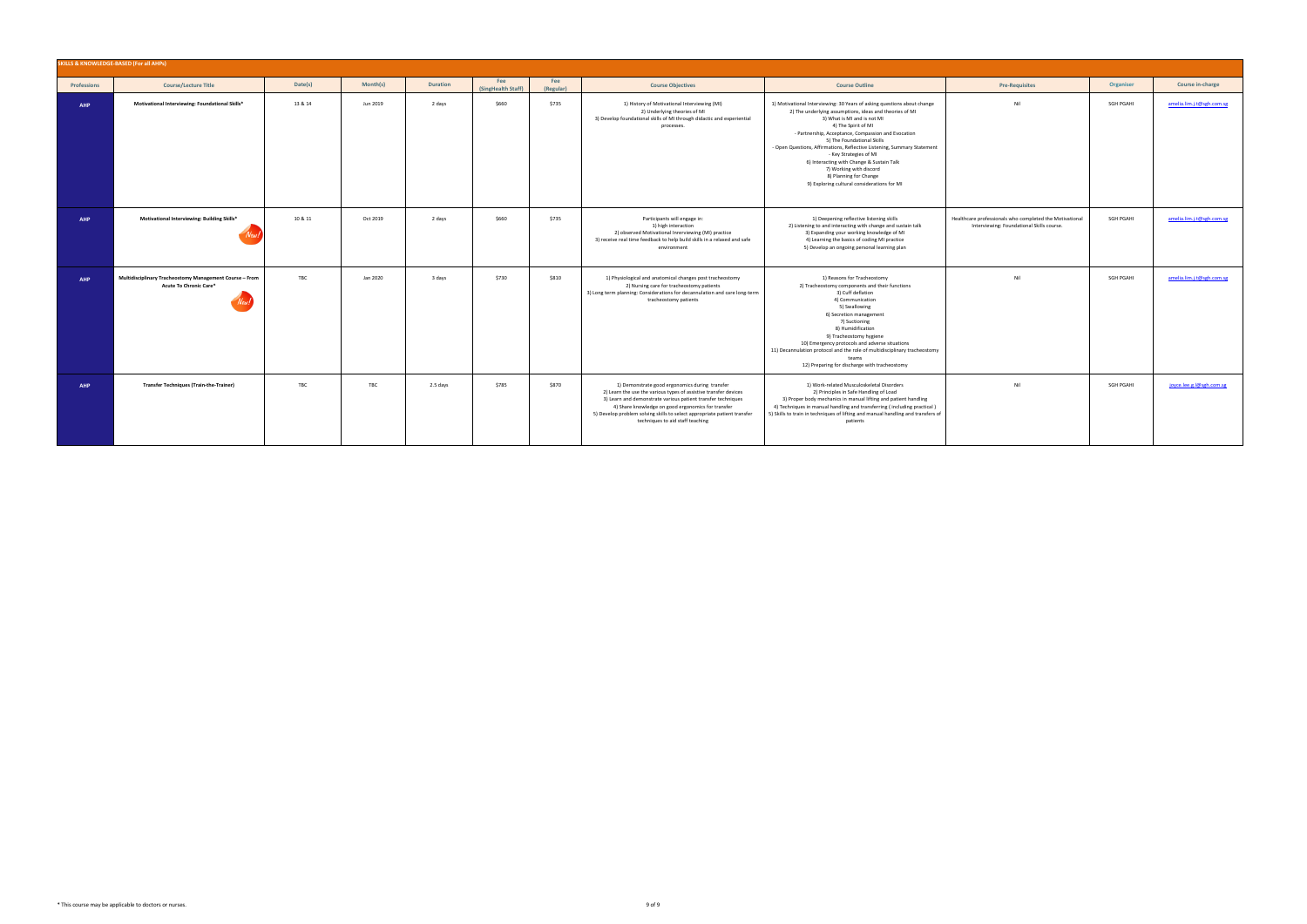## SKILLS & KNOWLEDGE-BASED (For all AHPs)

| Professions | Course/Lecture Title | Date(s) | Month(s) | Duration | Fee (SingHealth Staff) | Fee (Regular) | Course Objectives | Course Outline | Pre-Requisites | Organiser | Course in-charge |
|---|---|---|---|---|---|---|---|---|---|---|---|
| AHP | **Motivational Interviewing: Foundational Skills*** | 13 & 14 | Jun 2019 | 2 days | $660 | $735 | 1) History of Motivational Interviewing (MI)<br>2) Underlying theories of MI<br>3) Develop foundational skills of MI through didactic and experiential processes. | 1) Motivational Interviewing: 30 Years of asking questions about change<br>2) The underlying assumptions, ideas and theories of MI<br>3) What is MI and is not MI<br>4) The Spirit of MI<br>- Partnership, Acceptance, Compassion and Evocation<br>5) The Foundational Skills<br>- Open Questions, Affirmations, Reflective Listening, Summary Statement<br>- Key Strategies of MI<br>6) Interacting with Change & Sustain Talk<br>7) Working with discord<br>8) Planning for Change<br>9) Exploring cultural considerations for MI | Nil | SGH PGAHI | amelia.lim.j.t@sgh.com.sg |
| AHP | **Motivational Interviewing: Building Skills*** New! | 10 & 11 | Oct 2019 | 2 days | $660 | $735 | Participants will engage in:<br>1) high interaction<br>2) observed Motivational Interviewing (MI) practice<br>3) receive real time feedback to help build skills in a relaxed and safe environment | 1) Deepening reflective listening skills<br>2) Listening to and interacting with change and sustain talk<br>3) Expanding your working knowledge of MI<br>4) Learning the basics of coding MI practice<br>5) Develop an ongoing personal learning plan | Healthcare professionals who completed the Motivational Interviewing: Foundational Skills course. | SGH PGAHI | amelia.lim.j.t@sgh.com.sg |
| AHP | **Multidisciplinary Tracheostomy Management Course – From Acute To Chronic Care*** New! | TBC | Jan 2020 | 3 days | $730 | $810 | 1) Physiological and anatomical changes post tracheostomy<br>2) Nursing care for tracheostomy patients<br>3) Long term planning: Considerations for decannulation and care long-term tracheostomy patients | 1) Reasons for Tracheostomy<br>2) Tracheostomy components and their functions<br>3) Cuff deflation<br>4) Communication<br>5) Swallowing<br>6) Secretion management<br>7) Suctioning<br>8) Humidification<br>9) Tracheostomy hygiene<br>10) Emergency protocols and adverse situations<br>11) Decannulation protocol and the role of multidisciplinary tracheostomy teams<br>12) Preparing for discharge with tracheostomy | Nil | SGH PGAHI | amelia.lim.j.t@sgh.com.sg |
| AHP | **Transfer Techniques (Train-the-Trainer)** | TBC | TBC | 2.5 days | $785 | $870 | 1) Demonstrate good ergonomics during transfer<br>2) Learn the use the various types of assistive transfer devices<br>3) Learn and demonstrate various patient transfer techniques<br>4) Share knowledge on good ergonomics for transfer<br>5) Develop problem solving skills to select appropriate patient transfer techniques to aid staff teaching | 1) Work-related Musculoskeletal Disorders<br>2) Principles in Safe Handling of Load<br>3) Proper body mechanics in manual lifting and patient handling<br>4) Techniques in manual handling and transferring ( including practical )<br>5) Skills to train in techniques of lifting and manual handling and transfers of patients | Nil | SGH PGAHI | joyce.lee.g.l@sgh.com.sg |

* This course may be applicable to doctors or nurses.